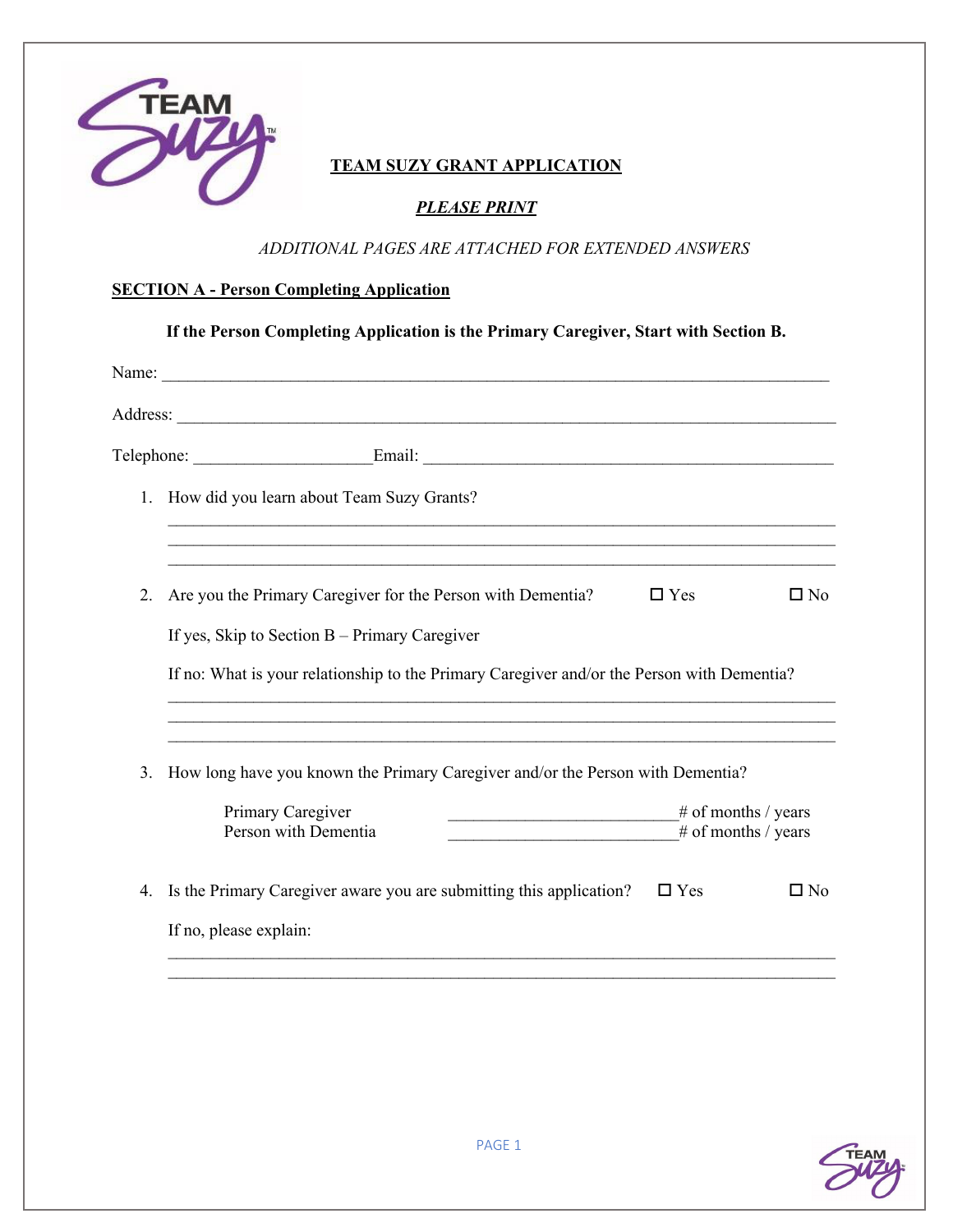# TEAM SUZY GRANT APPLICATION

***PLEASE PRINT***

*ADDITIONAL PAGES ARE ATTACHED FOR EXTENDED ANSWERS*

## SECTION A - Person Completing Application

**If the Person Completing Application is the Primary Caregiver, Start with Section B.**

Name: ______________________________________________________________________________

Address: ____________________________________________________________________________

Telephone: ____________________ Email: _____________________________________________

1. How did you learn about Team Suzy Grants?

   ______________________________________________________________________________
   ______________________________________________________________________________
   ______________________________________________________________________________

2. Are you the Primary Caregiver for the Person with Dementia? ☐ Yes ☐ No

   If yes, Skip to Section B – Primary Caregiver

   If no: What is your relationship to the Primary Caregiver and/or the Person with Dementia?

   ______________________________________________________________________________
   ______________________________________________________________________________
   ______________________________________________________________________________

3. How long have you known the Primary Caregiver and/or the Person with Dementia?

   Primary Caregiver ___________________________# of months / years
   Person with Dementia ___________________________# of months / years

4. Is the Primary Caregiver aware you are submitting this application? ☐ Yes ☐ No

   If no, please explain:

   ______________________________________________________________________________
   ______________________________________________________________________________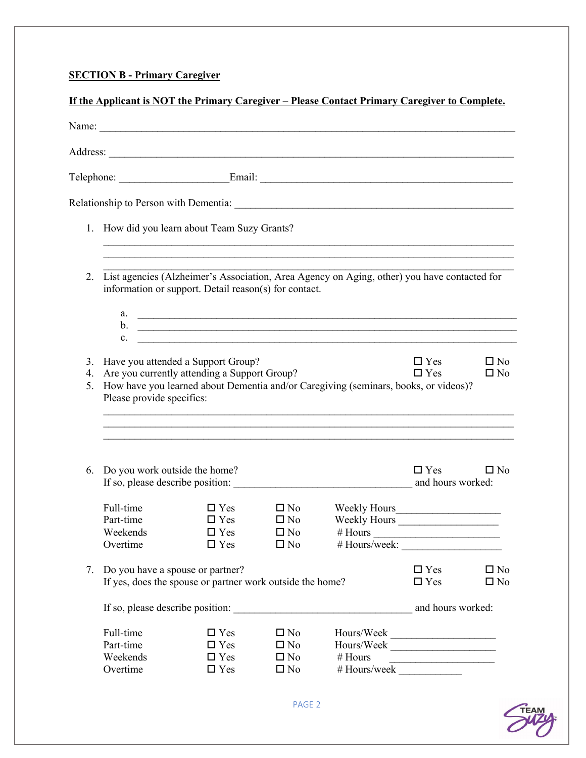**SECTION B - Primary Caregiver**

**If the Applicant is NOT the Primary Caregiver – Please Contact Primary Caregiver to Complete.**

Name: ______________________________________________________________________________

Address: ____________________________________________________________________________

Telephone: ____________________ Email: _____________________________________________

Relationship to Person with Dementia: _______________________________________________

1. How did you learn about Team Suzy Grants?

   ______________________________________________________________________________

   ______________________________________________________________________________

   ______________________________________________________________________________

2. List agencies (Alzheimer's Association, Area Agency on Aging, other) you have contacted for information or support. Detail reason(s) for contact.

   a. ____________________________________________________________________________
   b. ____________________________________________________________________________
   c. ____________________________________________________________________________

3. Have you attended a Support Group? ☐ Yes ☐ No
4. Are you currently attending a Support Group? ☐ Yes ☐ No
5. How have you learned about Dementia and/or Caregiving (seminars, books, or videos)? Please provide specifics:

   ______________________________________________________________________________

   ______________________________________________________________________________

   ______________________________________________________________________________

6. Do you work outside the home? ☐ Yes ☐ No
   If so, please describe position: ________________________________ and hours worked:

| | | | |
|---|---|---|---|
| Full-time | ☐ Yes | ☐ No | Weekly Hours___________________ |
| Part-time | ☐ Yes | ☐ No | Weekly Hours ___________________ |
| Weekends | ☐ Yes | ☐ No | # Hours _______________________ |
| Overtime | ☐ Yes | ☐ No | # Hours/week: __________________ |

7. Do you have a spouse or partner? ☐ Yes ☐ No
   If yes, does the spouse or partner work outside the home? ☐ Yes ☐ No

   If so, please describe position: ________________________________ and hours worked:

| | | | |
|---|---|---|---|
| Full-time | ☐ Yes | ☐ No | Hours/Week ___________________ |
| Part-time | ☐ Yes | ☐ No | Hours/Week ___________________ |
| Weekends | ☐ Yes | ☐ No | # Hours ___________________ |
| Overtime | ☐ Yes | ☐ No | # Hours/week ____________ |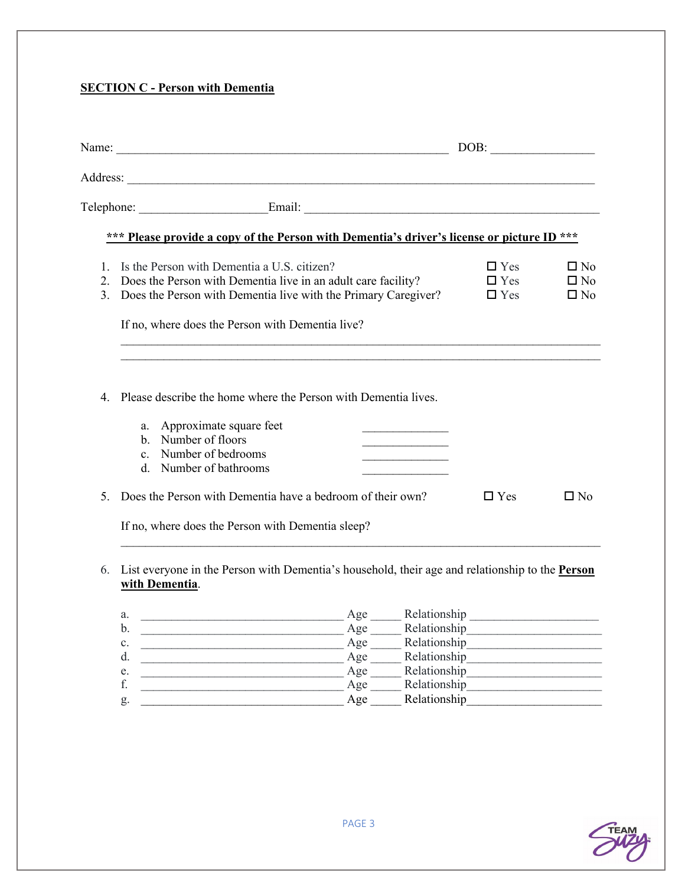**SECTION C - Person with Dementia**

Name: ________________________________________________________ DOB: ________________

Address: ______________________________________________________________________________

Telephone: ____________________Email: _______________________________________________

***** Please provide a copy of the Person with Dementia's driver's license or picture ID *****

1. Is the Person with Dementia a U.S. citizen? ☐ Yes ☐ No
2. Does the Person with Dementia live in an adult care facility? ☐ Yes ☐ No
3. Does the Person with Dementia live with the Primary Caregiver? ☐ Yes ☐ No

   If no, where does the Person with Dementia live?

   ______________________________________________________________________________

   ______________________________________________________________________________

4. Please describe the home where the Person with Dementia lives.

   a. Approximate square feet ______________
   b. Number of floors ______________
   c. Number of bedrooms ______________
   d. Number of bathrooms ______________

5. Does the Person with Dementia have a bedroom of their own? ☐ Yes ☐ No

   If no, where does the Person with Dementia sleep?

   ______________________________________________________________________________

6. List everyone in the Person with Dementia's household, their age and relationship to the **Person with Dementia**.

   a. _________________________________ Age _____ Relationship _____________________
   b. _________________________________ Age _____ Relationship_____________________
   c. _________________________________ Age _____ Relationship_____________________
   d. _________________________________ Age _____ Relationship_____________________
   e. _________________________________ Age _____ Relationship_____________________
   f. _________________________________ Age _____ Relationship_____________________
   g. _________________________________ Age _____ Relationship_____________________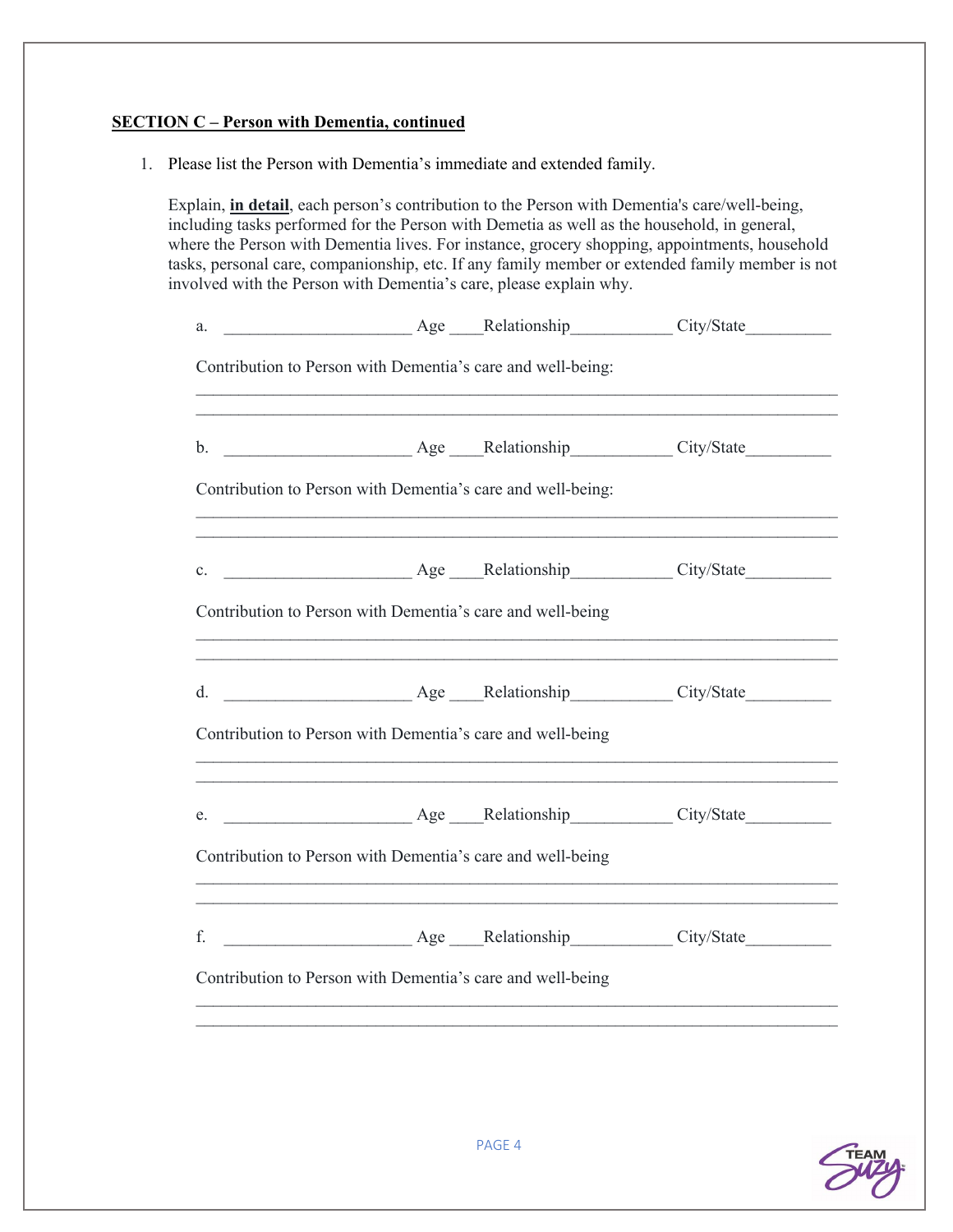**SECTION C – Person with Dementia, continued**

1. Please list the Person with Dementia's immediate and extended family.

   Explain, **in detail**, each person's contribution to the Person with Dementia's care/well-being, including tasks performed for the Person with Demetia as well as the household, in general, where the Person with Dementia lives. For instance, grocery shopping, appointments, household tasks, personal care, companionship, etc. If any family member or extended family member is not involved with the Person with Dementia's care, please explain why.

   a. ______________________ Age ____Relationship____________ City/State__________

   Contribution to Person with Dementia's care and well-being:

   ________________________________________________________________________________

   ________________________________________________________________________________

   b. ______________________ Age ____Relationship____________ City/State__________

   Contribution to Person with Dementia's care and well-being:

   ________________________________________________________________________________

   ________________________________________________________________________________

   c. ______________________ Age ____Relationship____________ City/State__________

   Contribution to Person with Dementia's care and well-being

   ________________________________________________________________________________

   ________________________________________________________________________________

   d. ______________________ Age ____Relationship____________ City/State__________

   Contribution to Person with Dementia's care and well-being

   ________________________________________________________________________________

   ________________________________________________________________________________

   e. ______________________ Age ____Relationship____________ City/State__________

   Contribution to Person with Dementia's care and well-being

   ________________________________________________________________________________

   ________________________________________________________________________________

   f. ______________________ Age ____Relationship____________ City/State__________

   Contribution to Person with Dementia's care and well-being

   ________________________________________________________________________________

   ________________________________________________________________________________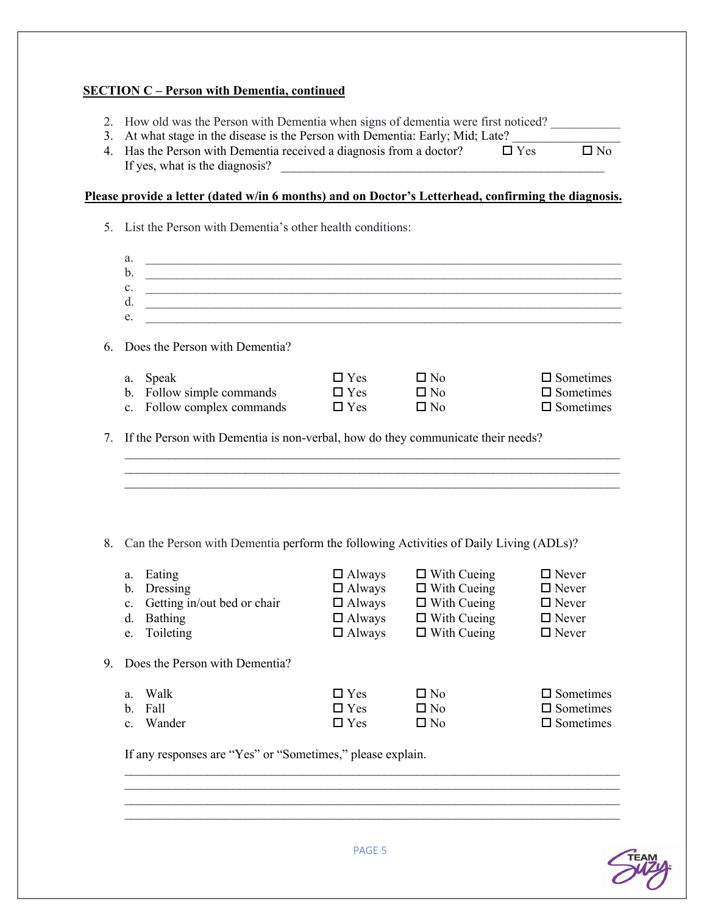**SECTION C – Person with Dementia, continued**

2. How old was the Person with Dementia when signs of dementia were first noticed? ___________
3. At what stage in the disease is the Person with Dementia: Early; Mid; Late? ________________
4. Has the Person with Dementia received a diagnosis from a doctor? ☐ Yes ☐ No
   If yes, what is the diagnosis? ____________________________________________________

**Please provide a letter (dated w/in 6 months) and on Doctor's Letterhead, confirming the diagnosis.**

5. List the Person with Dementia's other health conditions:

   a. ______________________________________________________________________________
   b. ______________________________________________________________________________
   c. ______________________________________________________________________________
   d. ______________________________________________________________________________
   e. ______________________________________________________________________________

6. Does the Person with Dementia?

| | | | |
|---|---|---|---|
| a. Speak | ☐ Yes | ☐ No | ☐ Sometimes |
| b. Follow simple commands | ☐ Yes | ☐ No | ☐ Sometimes |
| c. Follow complex commands | ☐ Yes | ☐ No | ☐ Sometimes |

7. If the Person with Dementia is non-verbal, how do they communicate their needs?
   ______________________________________________________________________________
   ______________________________________________________________________________
   ______________________________________________________________________________

8. Can the Person with Dementia perform the following Activities of Daily Living (ADLs)?

| | | | |
|---|---|---|---|
| a. Eating | ☐ Always | ☐ With Cueing | ☐ Never |
| b. Dressing | ☐ Always | ☐ With Cueing | ☐ Never |
| c. Getting in/out bed or chair | ☐ Always | ☐ With Cueing | ☐ Never |
| d. Bathing | ☐ Always | ☐ With Cueing | ☐ Never |
| e. Toileting | ☐ Always | ☐ With Cueing | ☐ Never |

9. Does the Person with Dementia?

| | | | |
|---|---|---|---|
| a. Walk | ☐ Yes | ☐ No | ☐ Sometimes |
| b. Fall | ☐ Yes | ☐ No | ☐ Sometimes |
| c. Wander | ☐ Yes | ☐ No | ☐ Sometimes |

   If any responses are "Yes" or "Sometimes," please explain.
   ______________________________________________________________________________
   ______________________________________________________________________________
   ______________________________________________________________________________
   ______________________________________________________________________________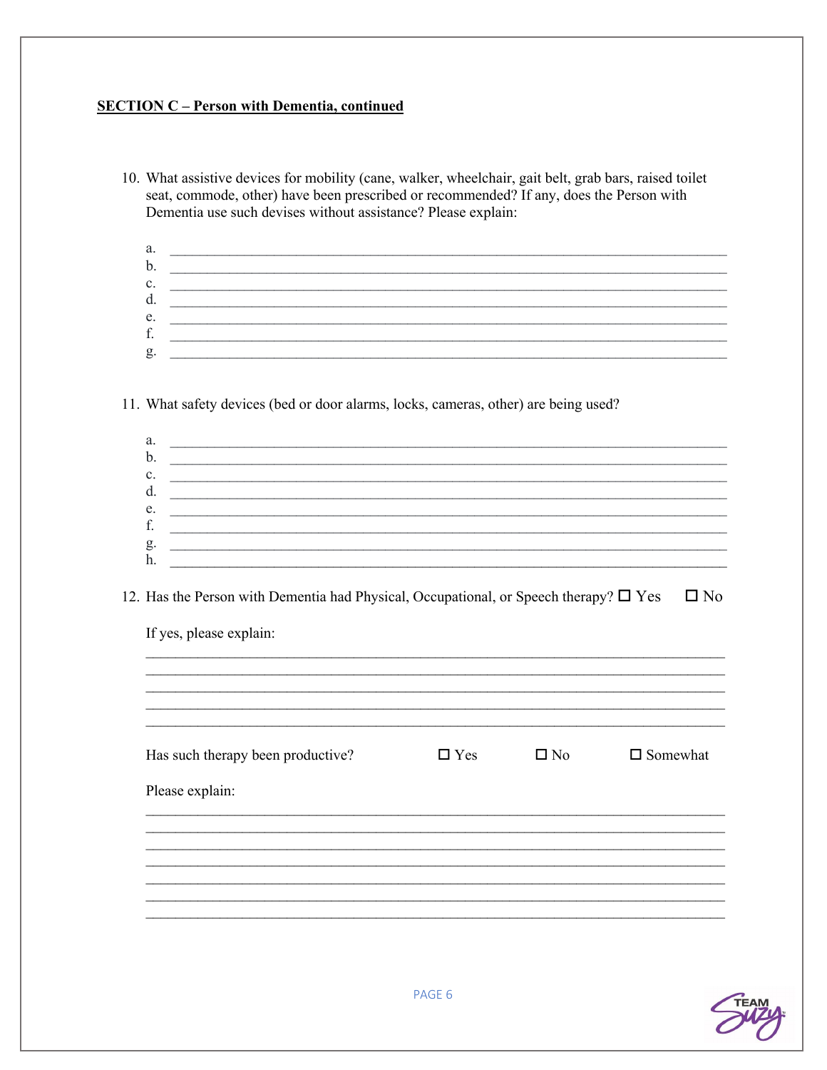**SECTION C – Person with Dementia, continued**

10. What assistive devices for mobility (cane, walker, wheelchair, gait belt, grab bars, raised toilet seat, commode, other) have been prescribed or recommended? If any, does the Person with Dementia use such devises without assistance? Please explain:

    a. ____________________________________________________________
    b. ____________________________________________________________
    c. ____________________________________________________________
    d. ____________________________________________________________
    e. ____________________________________________________________
    f. ____________________________________________________________
    g. ____________________________________________________________

11. What safety devices (bed or door alarms, locks, cameras, other) are being used?

    a. ____________________________________________________________
    b. ____________________________________________________________
    c. ____________________________________________________________
    d. ____________________________________________________________
    e. ____________________________________________________________
    f. ____________________________________________________________
    g. ____________________________________________________________
    h. ____________________________________________________________

12. Has the Person with Dementia had Physical, Occupational, or Speech therapy? ☐ Yes ☐ No

    If yes, please explain:

    ______________________________________________________________
    ______________________________________________________________
    ______________________________________________________________
    ______________________________________________________________
    ______________________________________________________________

    Has such therapy been productive? ☐ Yes ☐ No ☐ Somewhat

    Please explain:

    ______________________________________________________________
    ______________________________________________________________
    ______________________________________________________________
    ______________________________________________________________
    ______________________________________________________________
    ______________________________________________________________
    ______________________________________________________________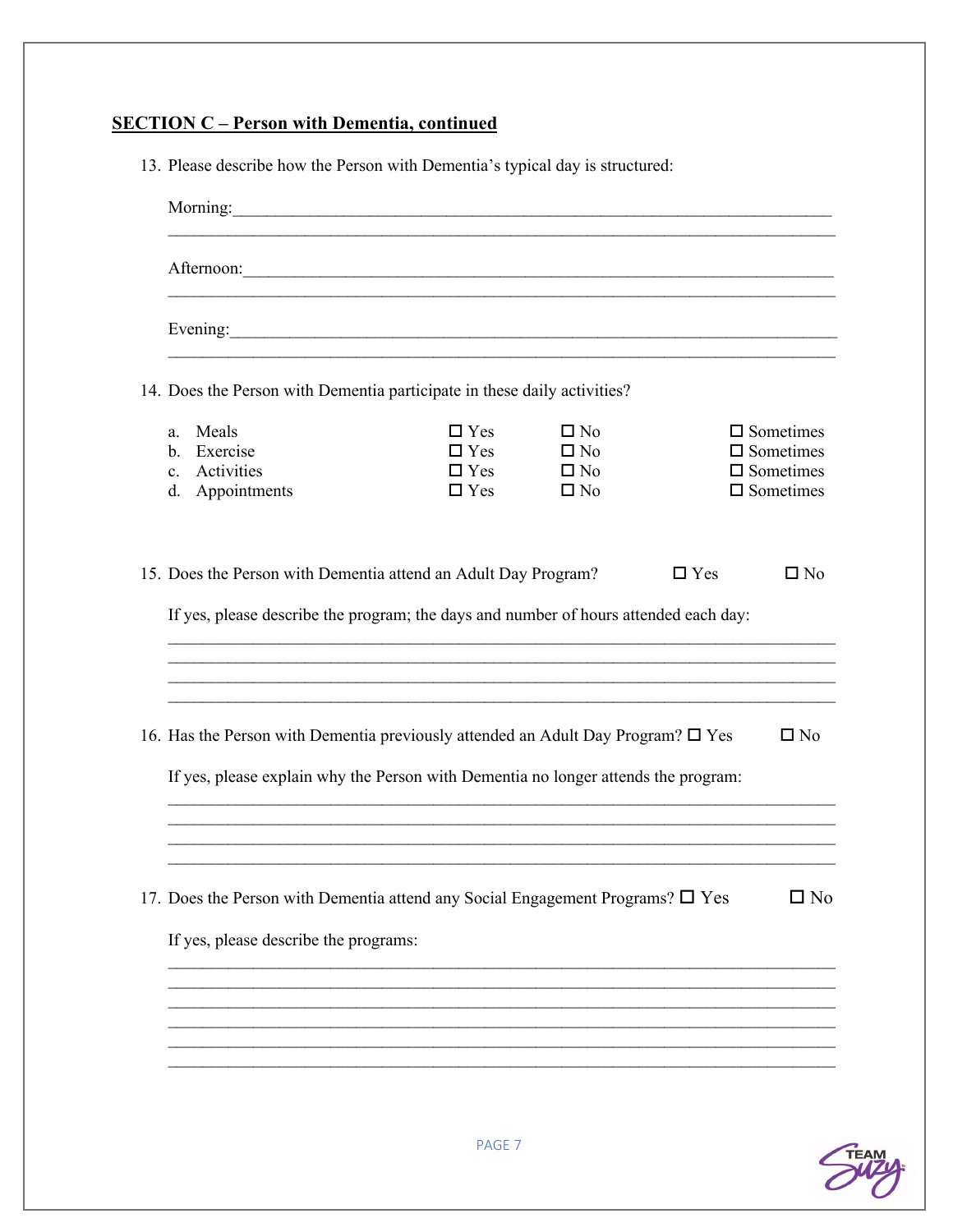## SECTION C – Person with Dementia, continued

13. Please describe how the Person with Dementia's typical day is structured:

    Morning:______________________________________________________________________

    ______________________________________________________________________________

    Afternoon:____________________________________________________________________

    ______________________________________________________________________________

    Evening:______________________________________________________________________

    ______________________________________________________________________________

14. Does the Person with Dementia participate in these daily activities?

| | | | | |
|---|---|---|---|---|
| a. | Meals | ☐ Yes | ☐ No | ☐ Sometimes |
| b. | Exercise | ☐ Yes | ☐ No | ☐ Sometimes |
| c. | Activities | ☐ Yes | ☐ No | ☐ Sometimes |
| d. | Appointments | ☐ Yes | ☐ No | ☐ Sometimes |

15. Does the Person with Dementia attend an Adult Day Program? ☐ Yes ☐ No

    If yes, please describe the program; the days and number of hours attended each day:

    ______________________________________________________________________________

    ______________________________________________________________________________

    ______________________________________________________________________________

    ______________________________________________________________________________

16. Has the Person with Dementia previously attended an Adult Day Program? ☐ Yes ☐ No

    If yes, please explain why the Person with Dementia no longer attends the program:

    ______________________________________________________________________________

    ______________________________________________________________________________

    ______________________________________________________________________________

    ______________________________________________________________________________

17. Does the Person with Dementia attend any Social Engagement Programs? ☐ Yes ☐ No

    If yes, please describe the programs:

    ______________________________________________________________________________

    ______________________________________________________________________________

    ______________________________________________________________________________

    ______________________________________________________________________________

    ______________________________________________________________________________

    ______________________________________________________________________________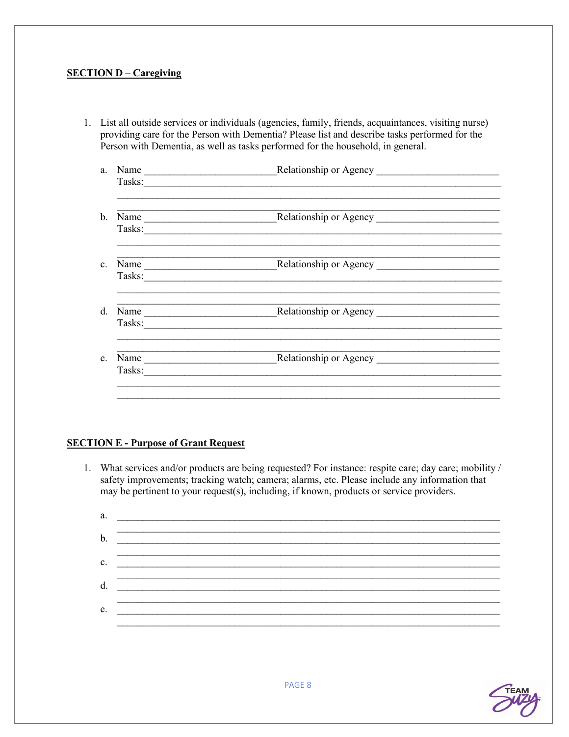**SECTION D – Caregiving**

1. List all outside services or individuals (agencies, family, friends, acquaintances, visiting nurse) providing care for the Person with Dementia? Please list and describe tasks performed for the Person with Dementia, as well as tasks performed for the household, in general.

   a. Name _________________________ Relationship or Agency _______________________
      Tasks: ____________________________________________________________________
      ____________________________________________________________________________
      ____________________________________________________________________________

   b. Name _________________________ Relationship or Agency _______________________
      Tasks: ____________________________________________________________________
      ____________________________________________________________________________
      ____________________________________________________________________________

   c. Name _________________________ Relationship or Agency _______________________
      Tasks: ____________________________________________________________________
      ____________________________________________________________________________
      ____________________________________________________________________________

   d. Name _________________________ Relationship or Agency _______________________
      Tasks: ____________________________________________________________________
      ____________________________________________________________________________
      ____________________________________________________________________________

   e. Name _________________________ Relationship or Agency _______________________
      Tasks: ____________________________________________________________________
      ____________________________________________________________________________
      ____________________________________________________________________________

**SECTION E - Purpose of Grant Request**

1. What services and/or products are being requested? For instance: respite care; day care; mobility / safety improvements; tracking watch; camera; alarms, etc. Please include any information that may be pertinent to your request(s), including, if known, products or service providers.

   a. ____________________________________________________________________________
      ____________________________________________________________________________

   b. ____________________________________________________________________________
      ____________________________________________________________________________

   c. ____________________________________________________________________________
      ____________________________________________________________________________

   d. ____________________________________________________________________________
      ____________________________________________________________________________

   e. ____________________________________________________________________________
      ____________________________________________________________________________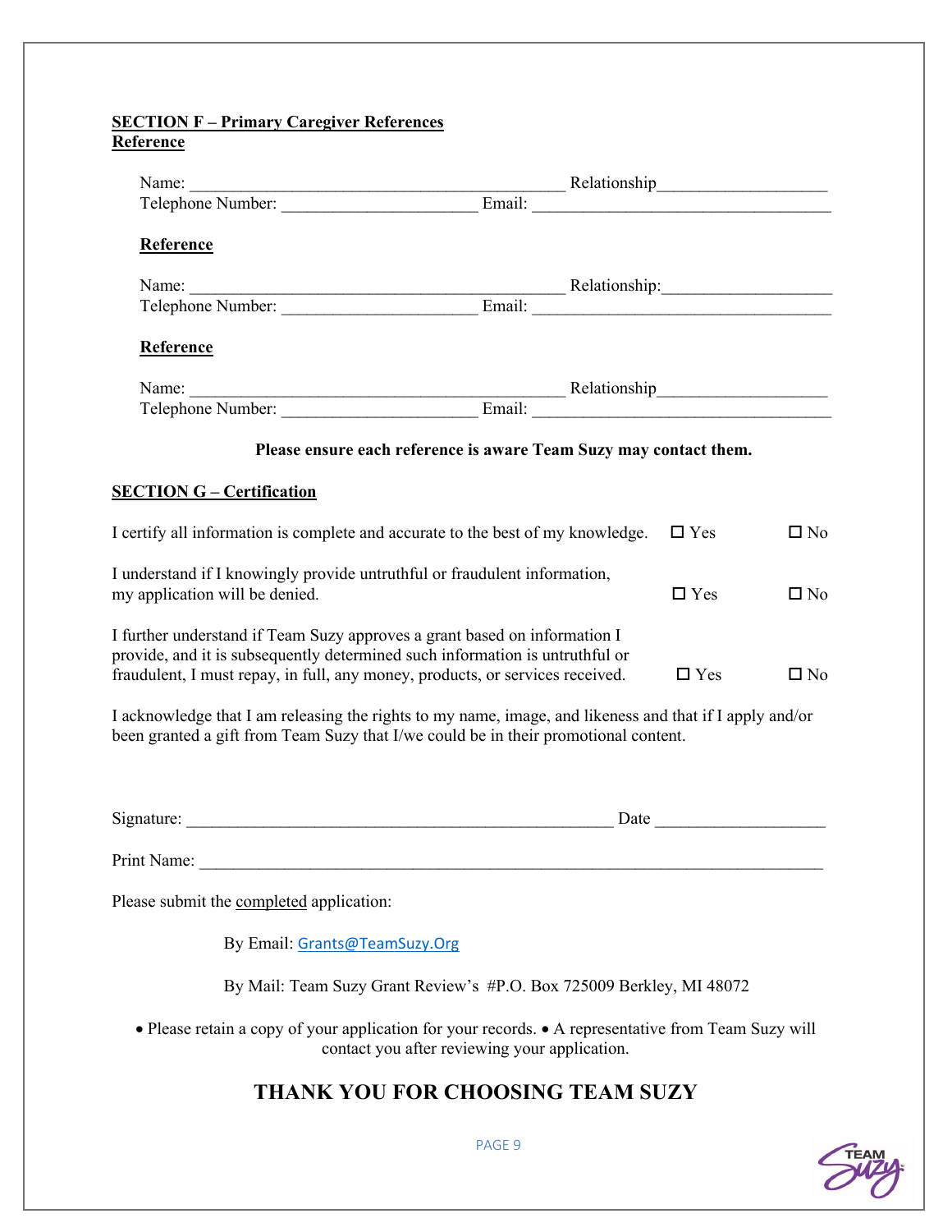**SECTION F – Primary Caregiver References**

**Reference**

Name: \_\_\_\_\_\_\_\_\_\_\_\_\_\_\_\_\_\_\_\_\_\_\_\_\_\_\_\_\_\_\_\_\_\_\_\_\_\_\_\_ Relationship\_\_\_\_\_\_\_\_\_\_\_\_\_\_\_\_\_\_\_

Telephone Number: \_\_\_\_\_\_\_\_\_\_\_\_\_\_\_\_\_\_\_\_\_\_ Email: \_\_\_\_\_\_\_\_\_\_\_\_\_\_\_\_\_\_\_\_\_\_\_\_\_\_\_\_\_\_\_\_\_

**Reference**

Name: \_\_\_\_\_\_\_\_\_\_\_\_\_\_\_\_\_\_\_\_\_\_\_\_\_\_\_\_\_\_\_\_\_\_\_\_\_\_\_\_ Relationship:\_\_\_\_\_\_\_\_\_\_\_\_\_\_\_\_\_\_\_

Telephone Number: \_\_\_\_\_\_\_\_\_\_\_\_\_\_\_\_\_\_\_\_\_\_ Email: \_\_\_\_\_\_\_\_\_\_\_\_\_\_\_\_\_\_\_\_\_\_\_\_\_\_\_\_\_\_\_\_\_

**Reference**

Name: \_\_\_\_\_\_\_\_\_\_\_\_\_\_\_\_\_\_\_\_\_\_\_\_\_\_\_\_\_\_\_\_\_\_\_\_\_\_\_\_ Relationship\_\_\_\_\_\_\_\_\_\_\_\_\_\_\_\_\_\_\_

Telephone Number: \_\_\_\_\_\_\_\_\_\_\_\_\_\_\_\_\_\_\_\_\_\_ Email: \_\_\_\_\_\_\_\_\_\_\_\_\_\_\_\_\_\_\_\_\_\_\_\_\_\_\_\_\_\_\_\_\_

**Please ensure each reference is aware Team Suzy may contact them.**

**SECTION G – Certification**

I certify all information is complete and accurate to the best of my knowledge. ☐ Yes ☐ No

I understand if I knowingly provide untruthful or fraudulent information, my application will be denied. ☐ Yes ☐ No

I further understand if Team Suzy approves a grant based on information I provide, and it is subsequently determined such information is untruthful or fraudulent, I must repay, in full, any money, products, or services received. ☐ Yes ☐ No

I acknowledge that I am releasing the rights to my name, image, and likeness and that if I apply and/or been granted a gift from Team Suzy that I/we could be in their promotional content.

Signature: \_\_\_\_\_\_\_\_\_\_\_\_\_\_\_\_\_\_\_\_\_\_\_\_\_\_\_\_\_\_\_\_\_\_\_\_\_\_\_\_\_\_\_\_\_\_ Date \_\_\_\_\_\_\_\_\_\_\_\_\_\_\_\_\_\_\_

Print Name: \_\_\_\_\_\_\_\_\_\_\_\_\_\_\_\_\_\_\_\_\_\_\_\_\_\_\_\_\_\_\_\_\_\_\_\_\_\_\_\_\_\_\_\_\_\_\_\_\_\_\_\_\_\_\_\_\_\_\_\_\_\_\_\_\_\_\_

Please submit the completed application:

By Email: Grants@TeamSuzy.Org

By Mail: Team Suzy Grant Review's #P.O. Box 725009 Berkley, MI 48072

• Please retain a copy of your application for your records. • A representative from Team Suzy will contact you after reviewing your application.

## THANK YOU FOR CHOOSING TEAM SUZY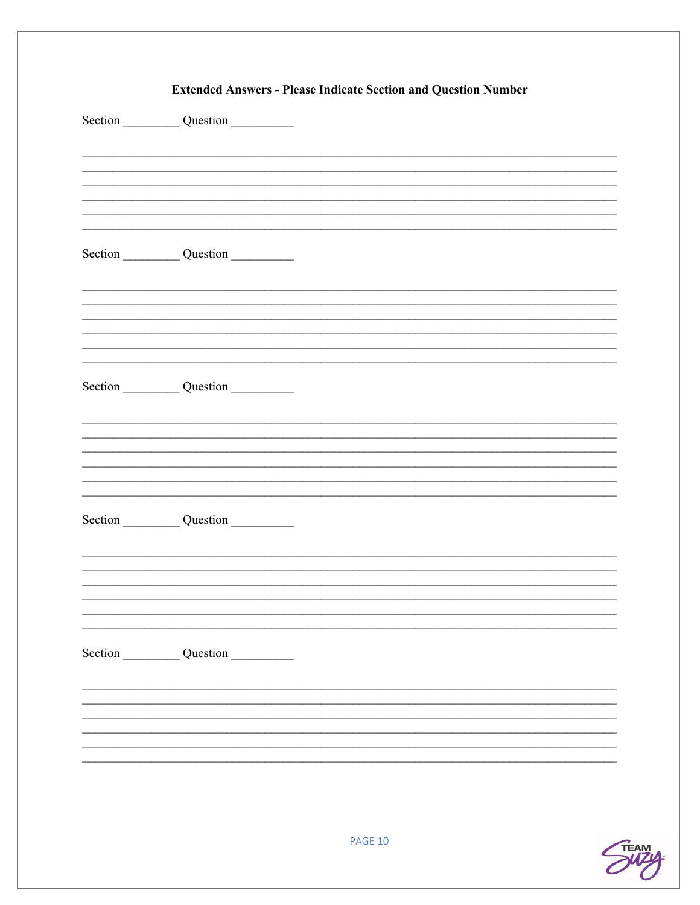**Extended Answers - Please Indicate Section and Question Number**

Section _________ Question __________

_______________________________________________________________________________

_______________________________________________________________________________

_______________________________________________________________________________

_______________________________________________________________________________

_______________________________________________________________________________

_______________________________________________________________________________

Section _________ Question __________

_______________________________________________________________________________

_______________________________________________________________________________

_______________________________________________________________________________

_______________________________________________________________________________

_______________________________________________________________________________

_______________________________________________________________________________

Section _________ Question __________

_______________________________________________________________________________

_______________________________________________________________________________

_______________________________________________________________________________

_______________________________________________________________________________

_______________________________________________________________________________

_______________________________________________________________________________

Section _________ Question __________

_______________________________________________________________________________

_______________________________________________________________________________

_______________________________________________________________________________

_______________________________________________________________________________

_______________________________________________________________________________

_______________________________________________________________________________

Section _________ Question __________

_______________________________________________________________________________

_______________________________________________________________________________

_______________________________________________________________________________

_______________________________________________________________________________

_______________________________________________________________________________

_______________________________________________________________________________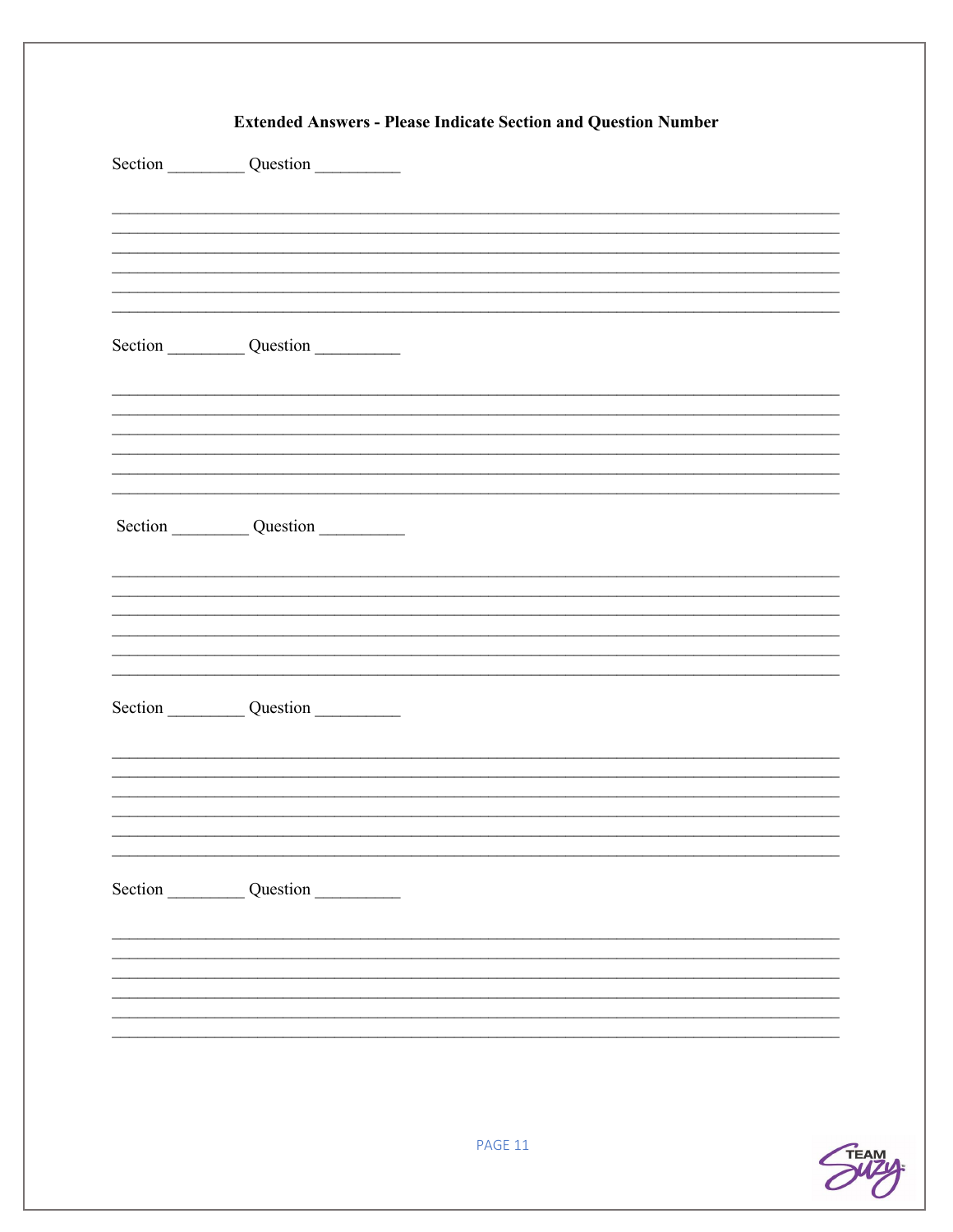**Extended Answers - Please Indicate Section and Question Number**

Section _________ Question __________

______________________________________________________________________________
______________________________________________________________________________
______________________________________________________________________________
______________________________________________________________________________
______________________________________________________________________________
______________________________________________________________________________

Section _________ Question __________

______________________________________________________________________________
______________________________________________________________________________
______________________________________________________________________________
______________________________________________________________________________
______________________________________________________________________________
______________________________________________________________________________

Section _________ Question __________

______________________________________________________________________________
______________________________________________________________________________
______________________________________________________________________________
______________________________________________________________________________
______________________________________________________________________________
______________________________________________________________________________

Section _________ Question __________

______________________________________________________________________________
______________________________________________________________________________
______________________________________________________________________________
______________________________________________________________________________
______________________________________________________________________________
______________________________________________________________________________

Section _________ Question __________

______________________________________________________________________________
______________________________________________________________________________
______________________________________________________________________________
______________________________________________________________________________
______________________________________________________________________________
______________________________________________________________________________